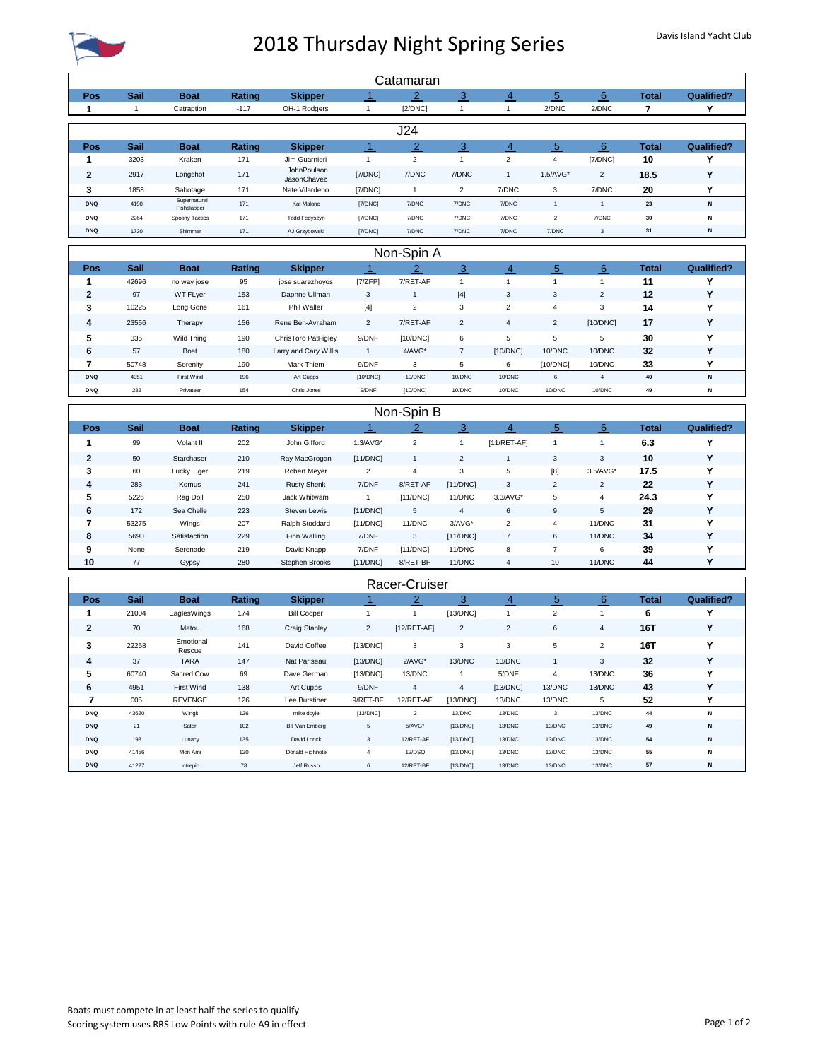# 2018 Thursday Night Spring Series

Davis Island Yacht Club

## Catamaran

| Pos | Sail | Boat | Rating | Skipper | 1 | 2 | 3 | 4 | 5 | 6 | Total | Qualified? |
|---|---|---|---|---|---|---|---|---|---|---|---|---|
| 1 | 1 | Catraption | -117 | OH-1 Rodgers | 1 | [2/DNC] | 1 | 1 | 2/DNC | 2/DNC | 7 | Y |

## J24

| Pos | Sail | Boat | Rating | Skipper | 1 | 2 | 3 | 4 | 5 | 6 | Total | Qualified? |
|---|---|---|---|---|---|---|---|---|---|---|---|---|
| 1 | 3203 | Kraken | 171 | Jim Guarnieri | 1 | 2 | 1 | 2 | 4 | [7/DNC] | 10 | Y |
| 2 | 2917 | Longshot | 171 | JohnPoulson JasonChavez | [7/DNC] | 7/DNC | 7/DNC | 1 | 1.5/AVG* | 2 | 18.5 | Y |
| 3 | 1858 | Sabotage | 171 | Nate Vilardebo | [7/DNC] | 1 | 2 | 7/DNC | 3 | 7/DNC | 20 | Y |
| DNQ | 4190 | Supernatural Fishslapper | 171 | Kat Malone | [7/DNC] | 7/DNC | 7/DNC | 7/DNC | 1 | 1 | 23 | N |
| DNQ | 2264 | Spoony Tactics | 171 | Todd Fedyszyn | [7/DNC] | 7/DNC | 7/DNC | 7/DNC | 2 | 7/DNC | 30 | N |
| DNQ | 1730 | Shimmer | 171 | AJ Grzybowski | [7/DNC] | 7/DNC | 7/DNC | 7/DNC | 7/DNC | 3 | 31 | N |

## Non-Spin A

| Pos | Sail | Boat | Rating | Skipper | 1 | 2 | 3 | 4 | 5 | 6 | Total | Qualified? |
|---|---|---|---|---|---|---|---|---|---|---|---|---|
| 1 | 42696 | no way jose | 95 | jose suarezhoyos | [7/ZFP] | 7/RET-AF | 1 | 1 | 1 | 1 | 11 | Y |
| 2 | 97 | WT FLyer | 153 | Daphne Ullman | 3 | 1 | [4] | 3 | 3 | 2 | 12 | Y |
| 3 | 10225 | Long Gone | 161 | Phil Waller | [4] | 2 | 3 | 2 | 4 | 3 | 14 | Y |
| 4 | 23556 | Therapy | 156 | Rene Ben-Avraham | 2 | 7/RET-AF | 2 | 4 | 2 | [10/DNC] | 17 | Y |
| 5 | 335 | Wild Thing | 190 | ChrisToro PatFigley | 9/DNF | [10/DNC] | 6 | 5 | 5 | 5 | 30 | Y |
| 6 | 57 | Boat | 180 | Larry and Cary Willis | 1 | 4/AVG* | 7 | [10/DNC] | 10/DNC | 10/DNC | 32 | Y |
| 7 | 50748 | Serenity | 190 | Mark Thiem | 9/DNF | 3 | 5 | 6 | [10/DNC] | 10/DNC | 33 | Y |
| DNQ | 4951 | First Wind | 196 | Art Cupps | [10/DNC] | 10/DNC | 10/DNC | 10/DNC | 6 | 4 | 40 | N |
| DNQ | 282 | Privateer | 154 | Chris Jones | 9/DNF | [10/DNC] | 10/DNC | 10/DNC | 10/DNC | 10/DNC | 49 | N |

## Non-Spin B

| Pos | Sail | Boat | Rating | Skipper | 1 | 2 | 3 | 4 | 5 | 6 | Total | Qualified? |
|---|---|---|---|---|---|---|---|---|---|---|---|---|
| 1 | 99 | Volant II | 202 | John Gifford | 1.3/AVG* | 2 | 1 | [11/RET-AF] | 1 | 1 | 6.3 | Y |
| 2 | 50 | Starchaser | 210 | Ray MacGrogan | [11/DNC] | 1 | 2 | 1 | 3 | 3 | 10 | Y |
| 3 | 60 | Lucky Tiger | 219 | Robert Meyer | 2 | 4 | 3 | 5 | [8] | 3.5/AVG* | 17.5 | Y |
| 4 | 283 | Komus | 241 | Rusty Shenk | 7/DNF | 8/RET-AF | [11/DNC] | 3 | 2 | 2 | 22 | Y |
| 5 | 5226 | Rag Doll | 250 | Jack Whitwam | 1 | [11/DNC] | 11/DNC | 3.3/AVG* | 5 | 4 | 24.3 | Y |
| 6 | 172 | Sea Chelle | 223 | Steven Lewis | [11/DNC] | 5 | 4 | 6 | 9 | 5 | 29 | Y |
| 7 | 53275 | Wings | 207 | Ralph Stoddard | [11/DNC] | 11/DNC | 3/AVG* | 2 | 4 | 11/DNC | 31 | Y |
| 8 | 5690 | Satisfaction | 229 | Finn Walling | 7/DNF | 3 | [11/DNC] | 7 | 6 | 11/DNC | 34 | Y |
| 9 | None | Serenade | 219 | David Knapp | 7/DNF | [11/DNC] | 11/DNC | 8 | 7 | 6 | 39 | Y |
| 10 | 77 | Gypsy | 280 | Stephen Brooks | [11/DNC] | 8/RET-BF | 11/DNC | 4 | 10 | 11/DNC | 44 | Y |

## Racer-Cruiser

| Pos | Sail | Boat | Rating | Skipper | 1 | 2 | 3 | 4 | 5 | 6 | Total | Qualified? |
|---|---|---|---|---|---|---|---|---|---|---|---|---|
| 1 | 21004 | EaglesWings | 174 | Bill Cooper | 1 | 1 | [13/DNC] | 1 | 2 | 1 | 6 | Y |
| 2 | 70 | Matou | 168 | Craig Stanley | 2 | [12/RET-AF] | 2 | 2 | 6 | 4 | 16T | Y |
| 3 | 22268 | Emotional Rescue | 141 | David Coffee | [13/DNC] | 3 | 3 | 3 | 5 | 2 | 16T | Y |
| 4 | 37 | TARA | 147 | Nat Pariseau | [13/DNC] | 2/AVG* | 13/DNC | 13/DNC | 1 | 3 | 32 | Y |
| 5 | 60740 | Sacred Cow | 69 | Dave German | [13/DNC] | 13/DNC | 1 | 5/DNF | 4 | 13/DNC | 36 | Y |
| 6 | 4951 | First Wind | 138 | Art Cupps | 9/DNF | 4 | 4 | [13/DNC] | 13/DNC | 13/DNC | 43 | Y |
| 7 | 005 | REVENGE | 126 | Lee Burstiner | 9/RET-BF | 12/RET-AF | [13/DNC] | 13/DNC | 13/DNC | 5 | 52 | Y |
| DNQ | 43620 | Wingit | 126 | mike doyle | [13/DNC] | 2 | 13/DNC | 13/DNC | 3 | 13/DNC | 44 | N |
| DNQ | 21 | Satori | 102 | Bill Van Emberg | 5 | 5/AVG* | [13/DNC] | 13/DNC | 13/DNC | 13/DNC | 49 | N |
| DNQ | 198 | Lunacy | 135 | David Lorick | 3 | 12/RET-AF | [13/DNC] | 13/DNC | 13/DNC | 13/DNC | 54 | N |
| DNQ | 41456 | Mon Ami | 120 | Donald Highnote | 4 | 12/DSQ | [13/DNC] | 13/DNC | 13/DNC | 13/DNC | 55 | N |
| DNQ | 41227 | Intrepid | 78 | Jeff Russo | 6 | 12/RET-BF | [13/DNC] | 13/DNC | 13/DNC | 13/DNC | 57 | N |

Boats must compete in at least half the series to qualify
Scoring system uses RRS Low Points with rule A9 in effect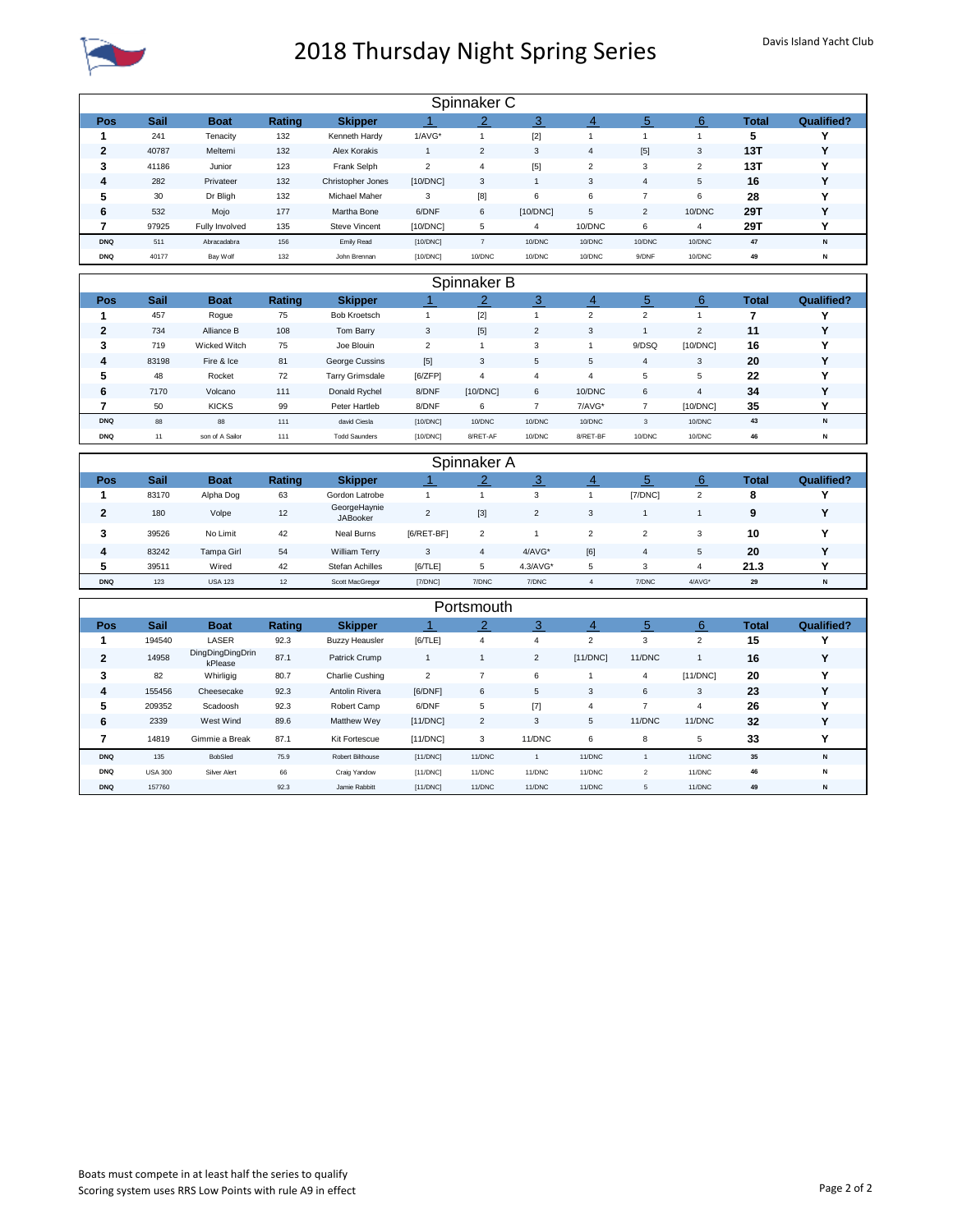# 2018 Thursday Night Spring Series

Davis Island Yacht Club

## Spinnaker C

| Pos | Sail | Boat | Rating | Skipper | 1 | 2 | 3 | 4 | 5 | 6 | Total | Qualified? |
|---|---|---|---|---|---|---|---|---|---|---|---|---|
| 1 | 241 | Tenacity | 132 | Kenneth Hardy | 1/AVG* | 1 | [2] | 1 | 1 | 1 | 5 | Y |
| 2 | 40787 | Meltemi | 132 | Alex Korakis | 1 | 2 | 3 | 4 | [5] | 3 | 13T | Y |
| 3 | 41186 | Junior | 123 | Frank Selph | 2 | 4 | [5] | 2 | 3 | 2 | 13T | Y |
| 4 | 282 | Privateer | 132 | Christopher Jones | [10/DNC] | 3 | 1 | 3 | 4 | 5 | 16 | Y |
| 5 | 30 | Dr Bligh | 132 | Michael Maher | 3 | [8] | 6 | 6 | 7 | 6 | 28 | Y |
| 6 | 532 | Mojo | 177 | Martha Bone | 6/DNF | 6 | [10/DNC] | 5 | 2 | 10/DNC | 29T | Y |
| 7 | 97925 | Fully Involved | 135 | Steve Vincent | [10/DNC] | 5 | 4 | 10/DNC | 6 | 4 | 29T | Y |
| DNQ | 511 | Abracadabra | 156 | Emily Read | [10/DNC] | 7 | 10/DNC | 10/DNC | 10/DNC | 10/DNC | 47 | N |
| DNQ | 40177 | Bay Wolf | 132 | John Brennan | [10/DNC] | 10/DNC | 10/DNC | 10/DNC | 9/DNF | 10/DNC | 49 | N |

## Spinnaker B

| Pos | Sail | Boat | Rating | Skipper | 1 | 2 | 3 | 4 | 5 | 6 | Total | Qualified? |
|---|---|---|---|---|---|---|---|---|---|---|---|---|
| 1 | 457 | Rogue | 75 | Bob Kroetsch | 1 | [2] | 1 | 2 | 2 | 1 | 7 | Y |
| 2 | 734 | Alliance B | 108 | Tom Barry | 3 | [5] | 2 | 3 | 1 | 2 | 11 | Y |
| 3 | 719 | Wicked Witch | 75 | Joe Blouin | 2 | 1 | 3 | 1 | 9/DSQ | [10/DNC] | 16 | Y |
| 4 | 83198 | Fire & Ice | 81 | George Cussins | [5] | 3 | 5 | 5 | 4 | 3 | 20 | Y |
| 5 | 48 | Rocket | 72 | Tarry Grimsdale | [6/ZFP] | 4 | 4 | 4 | 5 | 5 | 22 | Y |
| 6 | 7170 | Volcano | 111 | Donald Rychel | 8/DNF | [10/DNC] | 6 | 10/DNC | 6 | 4 | 34 | Y |
| 7 | 50 | KICKS | 99 | Peter Hartleb | 8/DNF | 6 | 7 | 7/AVG* | 7 | [10/DNC] | 35 | Y |
| DNQ | 88 | 88 | 111 | david Ciesla | [10/DNC] | 10/DNC | 10/DNC | 10/DNC | 3 | 10/DNC | 43 | N |
| DNQ | 11 | son of A Sailor | 111 | Todd Saunders | [10/DNC] | 8/RET-AF | 10/DNC | 8/RET-BF | 10/DNC | 10/DNC | 46 | N |

## Spinnaker A

| Pos | Sail | Boat | Rating | Skipper | 1 | 2 | 3 | 4 | 5 | 6 | Total | Qualified? |
|---|---|---|---|---|---|---|---|---|---|---|---|---|
| 1 | 83170 | Alpha Dog | 63 | Gordon Latrobe | 1 | 1 | 3 | 1 | [7/DNC] | 2 | 8 | Y |
| 2 | 180 | Volpe | 12 | GeorgeHaynie JABooker | 2 | [3] | 2 | 3 | 1 | 1 | 9 | Y |
| 3 | 39526 | No Limit | 42 | Neal Burns | [6/RET-BF] | 2 | 1 | 2 | 2 | 3 | 10 | Y |
| 4 | 83242 | Tampa Girl | 54 | William Terry | 3 | 4 | 4/AVG* | [6] | 4 | 5 | 20 | Y |
| 5 | 39511 | Wired | 42 | Stefan Achilles | [6/TLE] | 5 | 4.3/AVG* | 5 | 3 | 4 | 21.3 | Y |
| DNQ | 123 | USA 123 | 12 | Scott MacGregor | [7/DNC] | 7/DNC | 7/DNC | 4 | 7/DNC | 4/AVG* | 29 | N |

## Portsmouth

| Pos | Sail | Boat | Rating | Skipper | 1 | 2 | 3 | 4 | 5 | 6 | Total | Qualified? |
|---|---|---|---|---|---|---|---|---|---|---|---|---|
| 1 | 194540 | LASER | 92.3 | Buzzy Heausler | [6/TLE] | 4 | 4 | 2 | 3 | 2 | 15 | Y |
| 2 | 14958 | DingDingDingDrinkPlease | 87.1 | Patrick Crump | 1 | 1 | 2 | [11/DNC] | 11/DNC | 1 | 16 | Y |
| 3 | 82 | Whirligig | 80.7 | Charlie Cushing | 2 | 7 | 6 | 1 | 4 | [11/DNC] | 20 | Y |
| 4 | 155456 | Cheesecake | 92.3 | Antolin Rivera | [6/DNF] | 6 | 5 | 3 | 6 | 3 | 23 | Y |
| 5 | 209352 | Scadoosh | 92.3 | Robert Camp | 6/DNF | 5 | [7] | 4 | 7 | 4 | 26 | Y |
| 6 | 2339 | West Wind | 89.6 | Matthew Wey | [11/DNC] | 2 | 3 | 5 | 11/DNC | 11/DNC | 32 | Y |
| 7 | 14819 | Gimmie a Break | 87.1 | Kit Fortescue | [11/DNC] | 3 | 11/DNC | 6 | 8 | 5 | 33 | Y |
| DNQ | 135 | BobSled | 75.9 | Robert Billhouse | [11/DNC] | 11/DNC | 1 | 11/DNC | 1 | 11/DNC | 35 | N |
| DNQ | USA 300 | Silver Alert | 66 | Craig Yandow | [11/DNC] | 11/DNC | 11/DNC | 11/DNC | 2 | 11/DNC | 46 | N |
| DNQ | 157760 | | 92.3 | Jamie Rabbitt | [11/DNC] | 11/DNC | 11/DNC | 11/DNC | 5 | 11/DNC | 49 | N |

Boats must compete in at least half the series to qualify
Scoring system uses RRS Low Points with rule A9 in effect